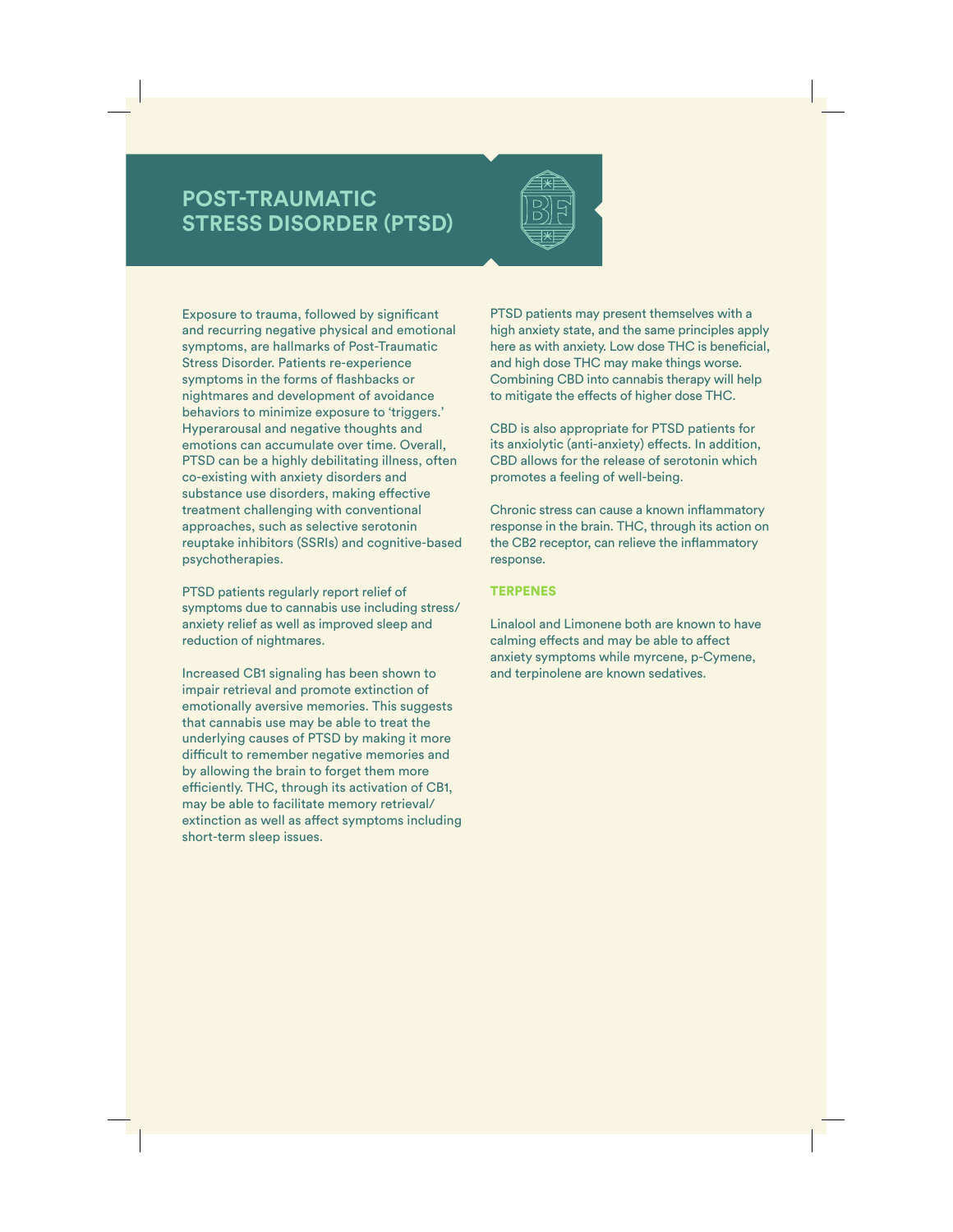# POST-TRAUMATIC STRESS DISORDER (PTSD)

Exposure to trauma, followed by significant and recurring negative physical and emotional symptoms, are hallmarks of Post-Traumatic Stress Disorder. Patients re-experience symptoms in the forms of flashbacks or nightmares and development of avoidance behaviors to minimize exposure to 'triggers.' Hyperarousal and negative thoughts and emotions can accumulate over time. Overall, PTSD can be a highly debilitating illness, often co-existing with anxiety disorders and substance use disorders, making effective treatment challenging with conventional approaches, such as selective serotonin reuptake inhibitors (SSRIs) and cognitive-based psychotherapies.

PTSD patients regularly report relief of symptoms due to cannabis use including stress/anxiety relief as well as improved sleep and reduction of nightmares.

Increased CB1 signaling has been shown to impair retrieval and promote extinction of emotionally aversive memories. This suggests that cannabis use may be able to treat the underlying causes of PTSD by making it more difficult to remember negative memories and by allowing the brain to forget them more efficiently. THC, through its activation of CB1, may be able to facilitate memory retrieval/extinction as well as affect symptoms including short-term sleep issues.

PTSD patients may present themselves with a high anxiety state, and the same principles apply here as with anxiety. Low dose THC is beneficial, and high dose THC may make things worse. Combining CBD into cannabis therapy will help to mitigate the effects of higher dose THC.

CBD is also appropriate for PTSD patients for its anxiolytic (anti-anxiety) effects. In addition, CBD allows for the release of serotonin which promotes a feeling of well-being.

Chronic stress can cause a known inflammatory response in the brain. THC, through its action on the CB2 receptor, can relieve the inflammatory response.

## TERPENES

Linalool and Limonene both are known to have calming effects and may be able to affect anxiety symptoms while myrcene, p-Cymene, and terpinolene are known sedatives.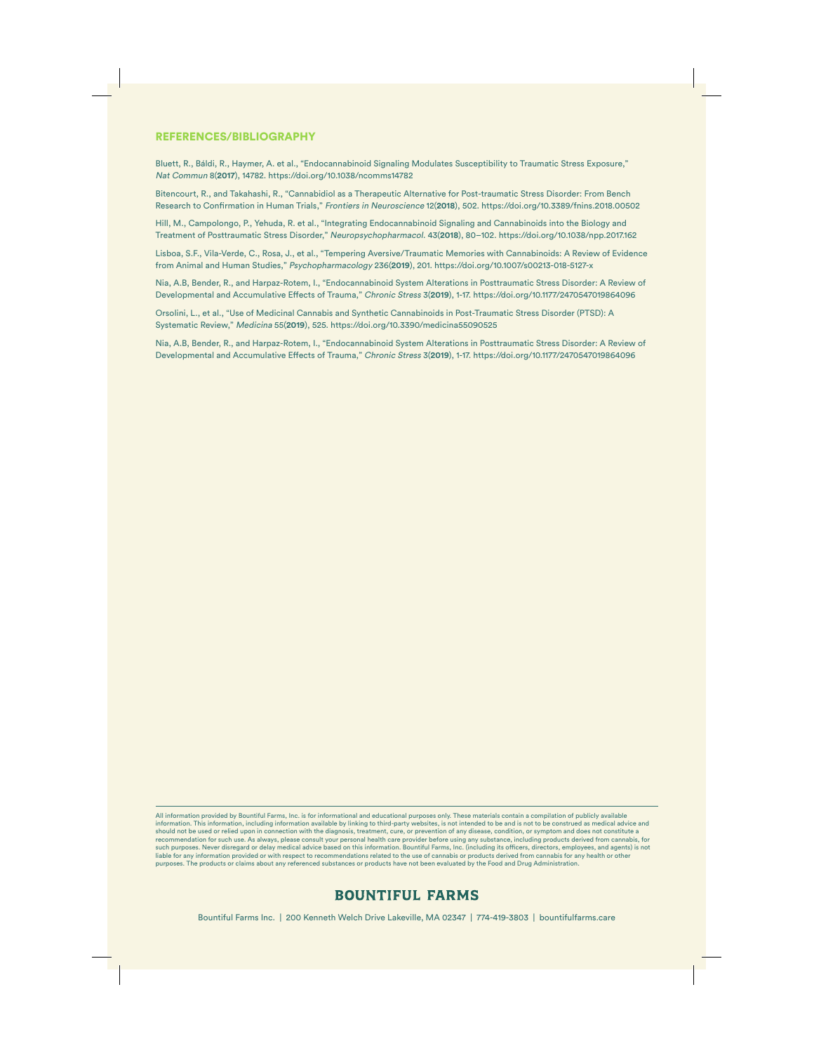## REFERENCES/BIBLIOGRAPHY

Bluett, R., Báldi, R., Haymer, A. et al., "Endocannabinoid Signaling Modulates Susceptibility to Traumatic Stress Exposure," *Nat Commun* 8(**2017**), 14782. https://doi.org/10.1038/ncomms14782

Bitencourt, R., and Takahashi, R., "Cannabidiol as a Therapeutic Alternative for Post-traumatic Stress Disorder: From Bench Research to Confirmation in Human Trials," *Frontiers in Neuroscience* 12(**2018**), 502. https://doi.org/10.3389/fnins.2018.00502

Hill, M., Campolongo, P., Yehuda, R. et al., "Integrating Endocannabinoid Signaling and Cannabinoids into the Biology and Treatment of Posttraumatic Stress Disorder," *Neuropsychopharmacol.* 43(**2018**), 80–102. https://doi.org/10.1038/npp.2017.162

Lisboa, S.F., Vila-Verde, C., Rosa, J., et al., "Tempering Aversive/Traumatic Memories with Cannabinoids: A Review of Evidence from Animal and Human Studies," *Psychopharmacology* 236(**2019**), 201. https://doi.org/10.1007/s00213-018-5127-x

Nia, A.B, Bender, R., and Harpaz-Rotem, I., "Endocannabinoid System Alterations in Posttraumatic Stress Disorder: A Review of Developmental and Accumulative Effects of Trauma," *Chronic Stress* 3(**2019**), 1-17. https://doi.org/10.1177/2470547019864096

Orsolini, L., et al., "Use of Medicinal Cannabis and Synthetic Cannabinoids in Post-Traumatic Stress Disorder (PTSD): A Systematic Review," *Medicina* 55(**2019**), 525. https://doi.org/10.3390/medicina55090525

Nia, A.B, Bender, R., and Harpaz-Rotem, I., "Endocannabinoid System Alterations in Posttraumatic Stress Disorder: A Review of Developmental and Accumulative Effects of Trauma," *Chronic Stress* 3(**2019**), 1-17. https://doi.org/10.1177/2470547019864096

---

All information provided by Bountiful Farms, Inc. is for informational and educational purposes only. These materials contain a compilation of publicly available information. This information, including information available by linking to third-party websites, is not intended to be and is not to be construed as medical advice and should not be used or relied upon in connection with the diagnosis, treatment, cure, or prevention of any disease, condition, or symptom and does not constitute a recommendation for such use. As always, please consult your personal health care provider before using any substance, including products derived from cannabis, for such purposes. Never disregard or delay medical advice based on this information. Bountiful Farms, Inc. (including its officers, directors, employees, and agents) is not liable for any information provided or with respect to recommendations related to the use of cannabis or products derived from cannabis for any health or other purposes. The products or claims about any referenced substances or products have not been evaluated by the Food and Drug Administration.

**BOUNTIFUL FARMS**

Bountiful Farms Inc. | 200 Kenneth Welch Drive Lakeville, MA 02347 | 774-419-3803 | bountifulfarms.care